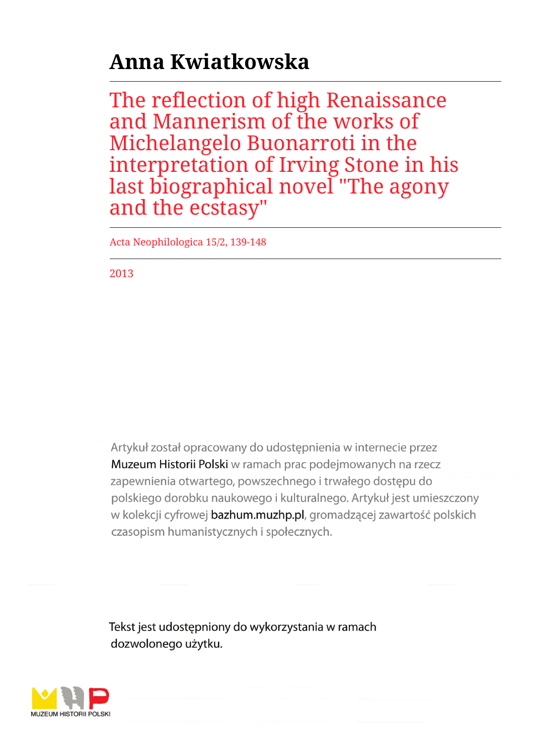# Anna Kwiatkowska

## The reflection of high Renaissance and Mannerism of the works of Michelangelo Buonarroti in the interpretation of Irving Stone in his last biographical novel "The agony and the ecstasy"

Acta Neophilologica 15/2, 139-148

2013

Artykuł został opracowany do udostępnienia w internecie przez Muzeum Historii Polski w ramach prac podejmowanych na rzecz zapewnienia otwartego, powszechnego i trwałego dostępu do polskiego dorobku naukowego i kulturalnego. Artykuł jest umieszczony w kolekcji cyfrowej bazhum.muzhp.pl, gromadzącej zawartość polskich czasopism humanistycznych i społecznych.

Tekst jest udostępniony do wykorzystania w ramach dozwolonego użytku.

MUZEUM HISTORII POLSKI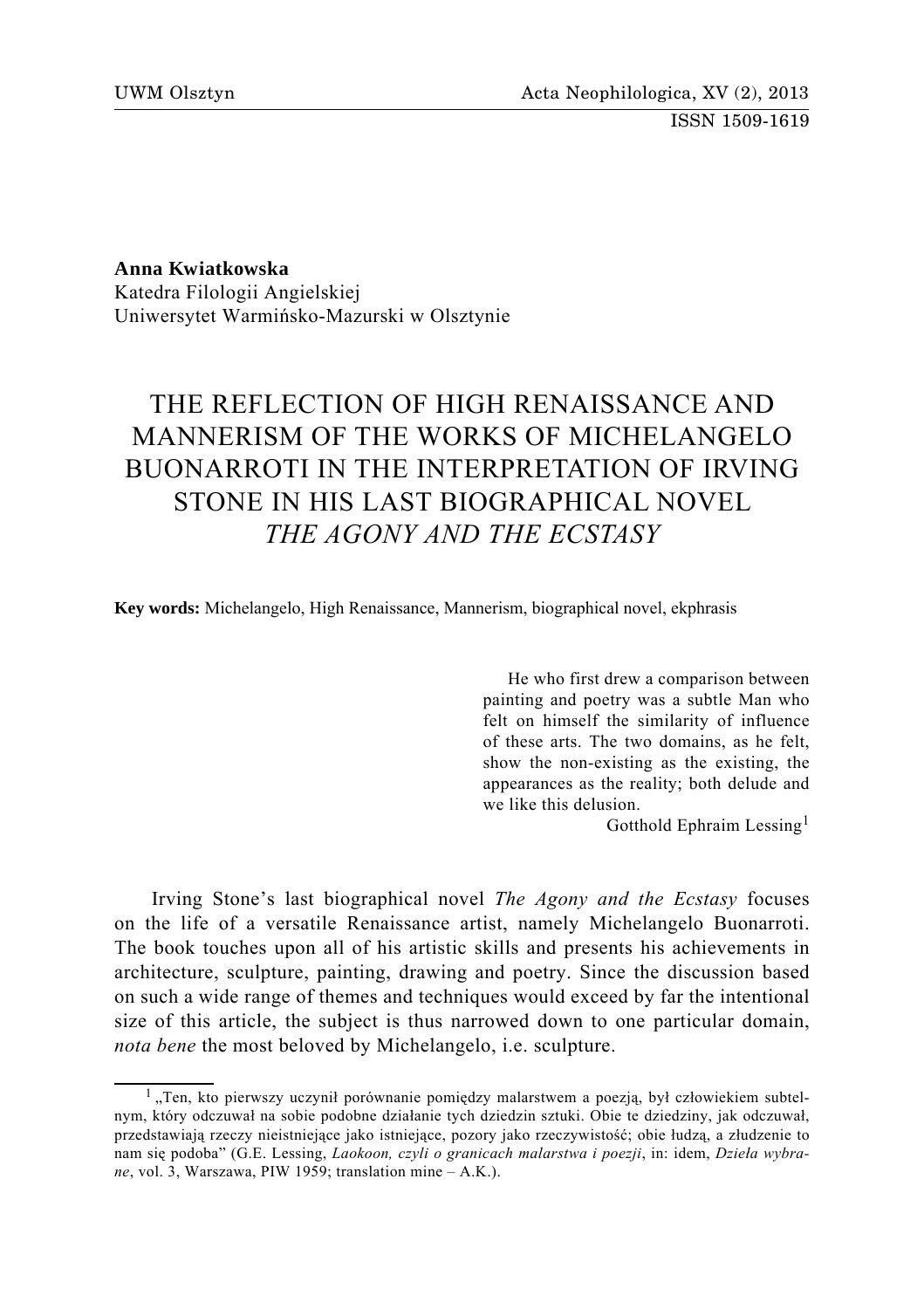**Anna Kwiatkowska**
Katedra Filologii Angielskiej
Uniwersytet Warmińsko-Mazurski w Olsztynie

# THE REFLECTION OF HIGH RENAISSANCE AND MANNERISM OF THE WORKS OF MICHELANGELO BUONARROTI IN THE INTERPRETATION OF IRVING STONE IN HIS LAST BIOGRAPHICAL NOVEL *THE AGONY AND THE ECSTASY*

**Key words:** Michelangelo, High Renaissance, Mannerism, biographical novel, ekphrasis

> He who first drew a comparison between painting and poetry was a subtle Man who felt on himself the similarity of influence of these arts. The two domains, as he felt, show the non-existing as the existing, the appearances as the reality; both delude and we like this delusion.
>
> Gotthold Ephraim Lessing[1]

Irving Stone's last biographical novel *The Agony and the Ecstasy* focuses on the life of a versatile Renaissance artist, namely Michelangelo Buonarroti. The book touches upon all of his artistic skills and presents his achievements in architecture, sculpture, painting, drawing and poetry. Since the discussion based on such a wide range of themes and techniques would exceed by far the intentional size of this article, the subject is thus narrowed down to one particular domain, *nota bene* the most beloved by Michelangelo, i.e. sculpture.

---

[1] „Ten, kto pierwszy uczynił porównanie pomiędzy malarstwem a poezją, był człowiekiem subtelnym, który odczuwał na sobie podobne działanie tych dziedzin sztuki. Obie te dziedziny, jak odczuwał, przedstawiają rzeczy nieistniejące jako istniejące, pozory jako rzeczywistość; obie łudzą, a złudzenie to nam się podoba" (G.E. Lessing, *Laokoon, czyli o granicach malarstwa i poezji*, in: idem, *Dzieła wybrane*, vol. 3, Warszawa, PIW 1959; translation mine – A.K.).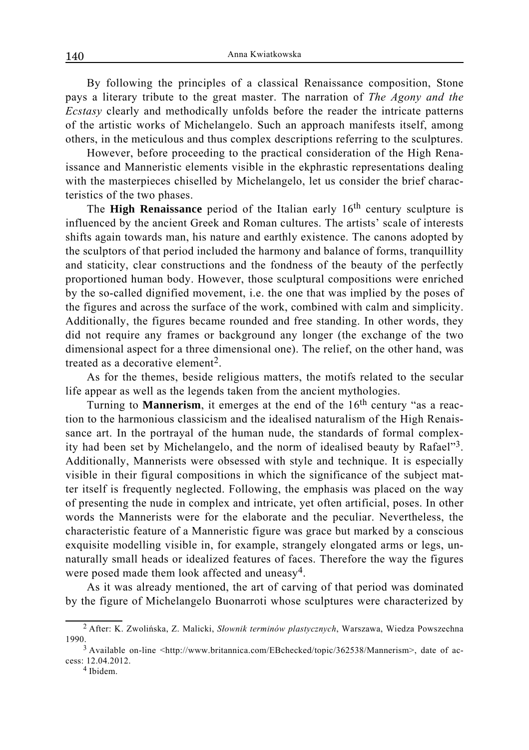By following the principles of a classical Renaissance composition, Stone pays a literary tribute to the great master. The narration of *The Agony and the Ecstasy* clearly and methodically unfolds before the reader the intricate patterns of the artistic works of Michelangelo. Such an approach manifests itself, among others, in the meticulous and thus complex descriptions referring to the sculptures.

However, before proceeding to the practical consideration of the High Renaissance and Manneristic elements visible in the ekphrastic representations dealing with the masterpieces chiselled by Michelangelo, let us consider the brief characteristics of the two phases.

The **High Renaissance** period of the Italian early 16th century sculpture is influenced by the ancient Greek and Roman cultures. The artists' scale of interests shifts again towards man, his nature and earthly existence. The canons adopted by the sculptors of that period included the harmony and balance of forms, tranquillity and staticity, clear constructions and the fondness of the beauty of the perfectly proportioned human body. However, those sculptural compositions were enriched by the so-called dignified movement, i.e. the one that was implied by the poses of the figures and across the surface of the work, combined with calm and simplicity. Additionally, the figures became rounded and free standing. In other words, they did not require any frames or background any longer (the exchange of the two dimensional aspect for a three dimensional one). The relief, on the other hand, was treated as a decorative element[2].

As for the themes, beside religious matters, the motifs related to the secular life appear as well as the legends taken from the ancient mythologies.

Turning to **Mannerism**, it emerges at the end of the 16th century "as a reaction to the harmonious classicism and the idealised naturalism of the High Renaissance art. In the portrayal of the human nude, the standards of formal complexity had been set by Michelangelo, and the norm of idealised beauty by Rafael"[3]. Additionally, Mannerists were obsessed with style and technique. It is especially visible in their figural compositions in which the significance of the subject matter itself is frequently neglected. Following, the emphasis was placed on the way of presenting the nude in complex and intricate, yet often artificial, poses. In other words the Mannerists were for the elaborate and the peculiar. Nevertheless, the characteristic feature of a Manneristic figure was grace but marked by a conscious exquisite modelling visible in, for example, strangely elongated arms or legs, unnaturally small heads or idealized features of faces. Therefore the way the figures were posed made them look affected and uneasy[4].

As it was already mentioned, the art of carving of that period was dominated by the figure of Michelangelo Buonarroti whose sculptures were characterized by

---

[2] After: K. Zwolińska, Z. Malicki, *Słownik terminów plastycznych*, Warszawa, Wiedza Powszechna 1990.

[3] Available on-line <http://www.britannica.com/EBchecked/topic/362538/Mannerism>, date of access: 12.04.2012.

[4] Ibidem.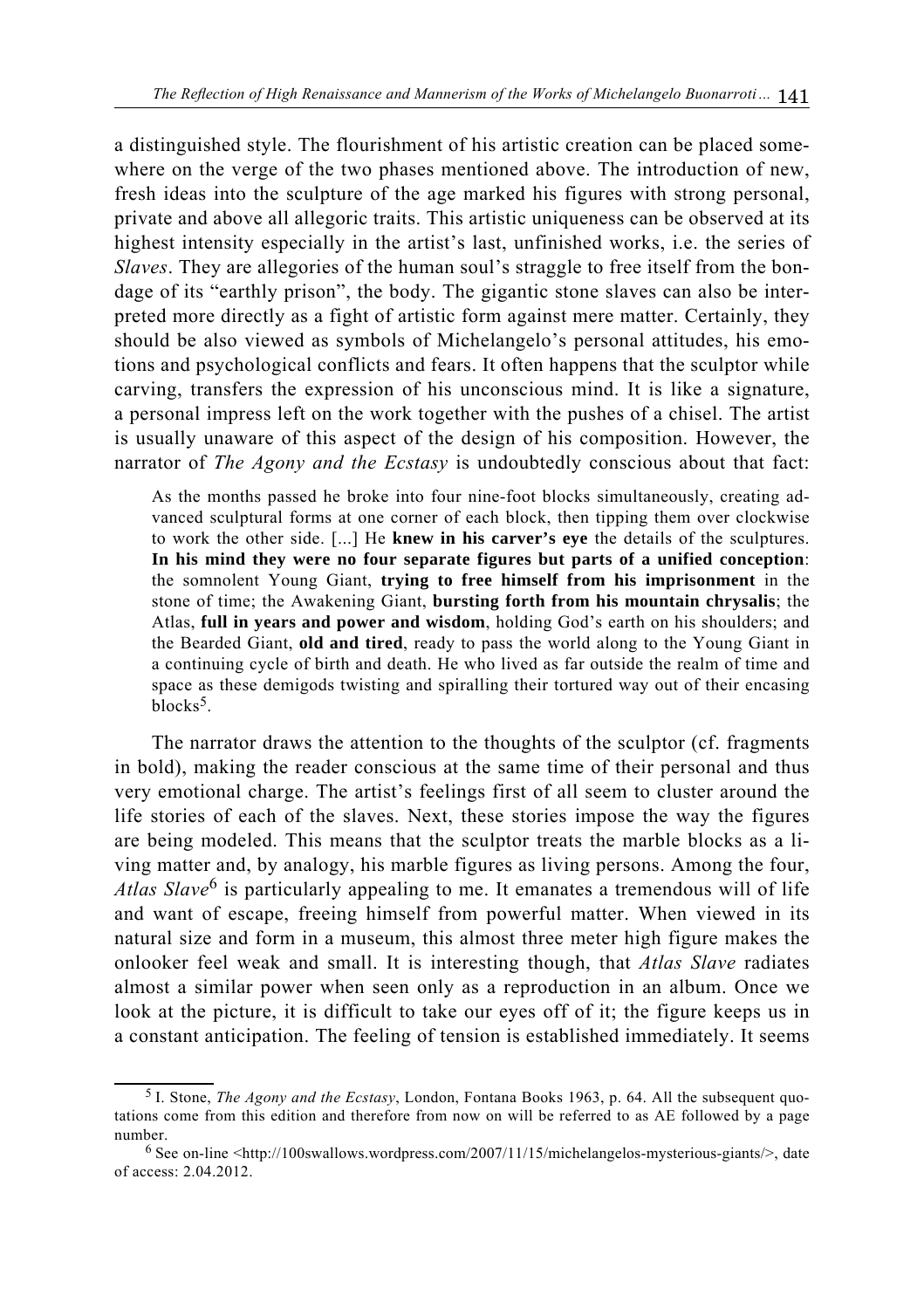a distinguished style. The flourishment of his artistic creation can be placed somewhere on the verge of the two phases mentioned above. The introduction of new, fresh ideas into the sculpture of the age marked his figures with strong personal, private and above all allegoric traits. This artistic uniqueness can be observed at its highest intensity especially in the artist's last, unfinished works, i.e. the series of *Slaves*. They are allegories of the human soul's straggle to free itself from the bondage of its "earthly prison", the body. The gigantic stone slaves can also be interpreted more directly as a fight of artistic form against mere matter. Certainly, they should be also viewed as symbols of Michelangelo's personal attitudes, his emotions and psychological conflicts and fears. It often happens that the sculptor while carving, transfers the expression of his unconscious mind. It is like a signature, a personal impress left on the work together with the pushes of a chisel. The artist is usually unaware of this aspect of the design of his composition. However, the narrator of *The Agony and the Ecstasy* is undoubtedly conscious about that fact:

> As the months passed he broke into four nine-foot blocks simultaneously, creating advanced sculptural forms at one corner of each block, then tipping them over clockwise to work the other side. [...] He **knew in his carver's eye** the details of the sculptures. **In his mind they were no four separate figures but parts of a unified conception**: the somnolent Young Giant, **trying to free himself from his imprisonment** in the stone of time; the Awakening Giant, **bursting forth from his mountain chrysalis**; the Atlas, **full in years and power and wisdom**, holding God's earth on his shoulders; and the Bearded Giant, **old and tired**, ready to pass the world along to the Young Giant in a continuing cycle of birth and death. He who lived as far outside the realm of time and space as these demigods twisting and spiralling their tortured way out of their encasing blocks[5].

The narrator draws the attention to the thoughts of the sculptor (cf. fragments in bold), making the reader conscious at the same time of their personal and thus very emotional charge. The artist's feelings first of all seem to cluster around the life stories of each of the slaves. Next, these stories impose the way the figures are being modeled. This means that the sculptor treats the marble blocks as a living matter and, by analogy, his marble figures as living persons. Among the four, *Atlas Slave*[6] is particularly appealing to me. It emanates a tremendous will of life and want of escape, freeing himself from powerful matter. When viewed in its natural size and form in a museum, this almost three meter high figure makes the onlooker feel weak and small. It is interesting though, that *Atlas Slave* radiates almost a similar power when seen only as a reproduction in an album. Once we look at the picture, it is difficult to take our eyes off of it; the figure keeps us in a constant anticipation. The feeling of tension is established immediately. It seems

[5] I. Stone, *The Agony and the Ecstasy*, London, Fontana Books 1963, p. 64. All the subsequent quotations come from this edition and therefore from now on will be referred to as AE followed by a page number.

[6] See on-line <http://100swallows.wordpress.com/2007/11/15/michelangelos-mysterious-giants/>, date of access: 2.04.2012.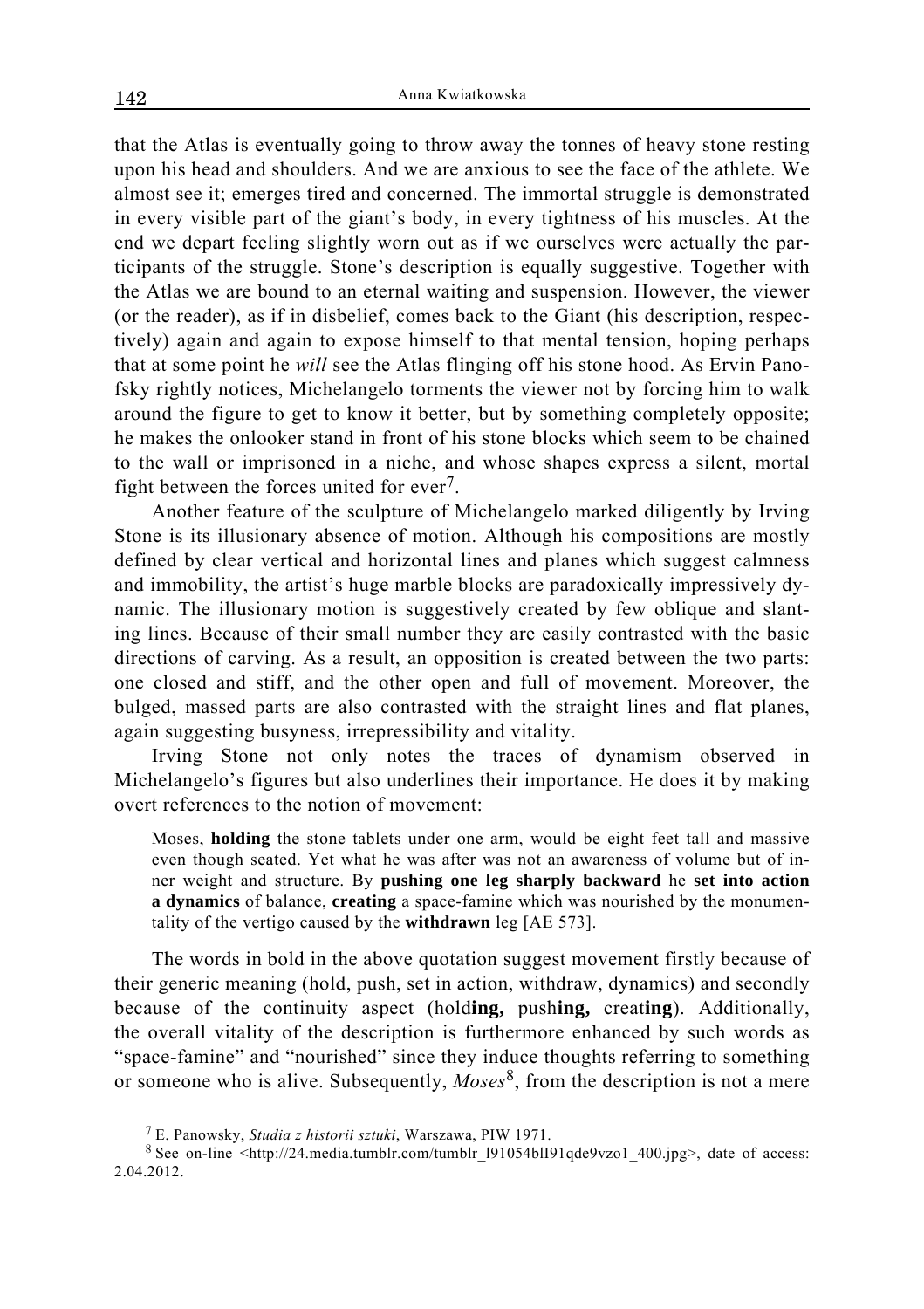that the Atlas is eventually going to throw away the tonnes of heavy stone resting upon his head and shoulders. And we are anxious to see the face of the athlete. We almost see it; emerges tired and concerned. The immortal struggle is demonstrated in every visible part of the giant's body, in every tightness of his muscles. At the end we depart feeling slightly worn out as if we ourselves were actually the participants of the struggle. Stone's description is equally suggestive. Together with the Atlas we are bound to an eternal waiting and suspension. However, the viewer (or the reader), as if in disbelief, comes back to the Giant (his description, respectively) again and again to expose himself to that mental tension, hoping perhaps that at some point he *will* see the Atlas flinging off his stone hood. As Ervin Panofsky rightly notices, Michelangelo torments the viewer not by forcing him to walk around the figure to get to know it better, but by something completely opposite; he makes the onlooker stand in front of his stone blocks which seem to be chained to the wall or imprisoned in a niche, and whose shapes express a silent, mortal fight between the forces united for ever[7].

Another feature of the sculpture of Michelangelo marked diligently by Irving Stone is its illusionary absence of motion. Although his compositions are mostly defined by clear vertical and horizontal lines and planes which suggest calmness and immobility, the artist's huge marble blocks are paradoxically impressively dynamic. The illusionary motion is suggestively created by few oblique and slanting lines. Because of their small number they are easily contrasted with the basic directions of carving. As a result, an opposition is created between the two parts: one closed and stiff, and the other open and full of movement. Moreover, the bulged, massed parts are also contrasted with the straight lines and flat planes, again suggesting busyness, irrepressibility and vitality.

Irving Stone not only notes the traces of dynamism observed in Michelangelo's figures but also underlines their importance. He does it by making overt references to the notion of movement:

> Moses, **holding** the stone tablets under one arm, would be eight feet tall and massive even though seated. Yet what he was after was not an awareness of volume but of inner weight and structure. By **pushing one leg sharply backward** he **set into action a dynamics** of balance, **creating** a space-famine which was nourished by the monumentality of the vertigo caused by the **withdrawn** leg [AE 573].

The words in bold in the above quotation suggest movement firstly because of their generic meaning (hold, push, set in action, withdraw, dynamics) and secondly because of the continuity aspect (hold**ing,** push**ing,** creat**ing**). Additionally, the overall vitality of the description is furthermore enhanced by such words as "space-famine" and "nourished" since they induce thoughts referring to something or someone who is alive. Subsequently, *Moses*[8], from the description is not a mere

---

[7] E. Panowsky, *Studia z historii sztuki*, Warszawa, PIW 1971.

[8] See on-line <http://24.media.tumblr.com/tumblr_l91054blI91qde9vzo1_400.jpg>, date of access: 2.04.2012.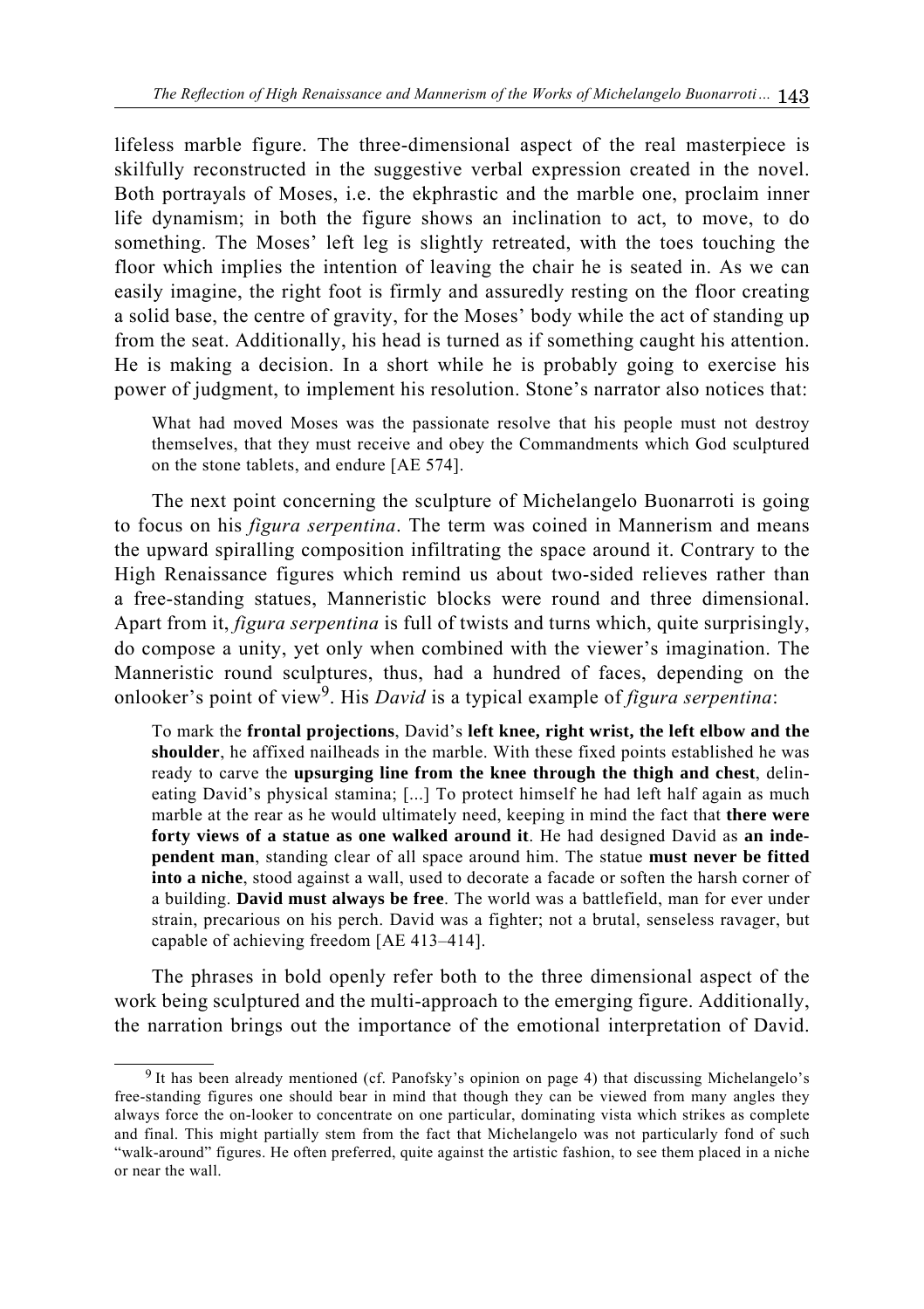lifeless marble figure. The three-dimensional aspect of the real masterpiece is skilfully reconstructed in the suggestive verbal expression created in the novel. Both portrayals of Moses, i.e. the ekphrastic and the marble one, proclaim inner life dynamism; in both the figure shows an inclination to act, to move, to do something. The Moses' left leg is slightly retreated, with the toes touching the floor which implies the intention of leaving the chair he is seated in. As we can easily imagine, the right foot is firmly and assuredly resting on the floor creating a solid base, the centre of gravity, for the Moses' body while the act of standing up from the seat. Additionally, his head is turned as if something caught his attention. He is making a decision. In a short while he is probably going to exercise his power of judgment, to implement his resolution. Stone's narrator also notices that:

> What had moved Moses was the passionate resolve that his people must not destroy themselves, that they must receive and obey the Commandments which God sculptured on the stone tablets, and endure [AE 574].

The next point concerning the sculpture of Michelangelo Buonarroti is going to focus on his *figura serpentina*. The term was coined in Mannerism and means the upward spiralling composition infiltrating the space around it. Contrary to the High Renaissance figures which remind us about two-sided relieves rather than a free-standing statues, Manneristic blocks were round and three dimensional. Apart from it, *figura serpentina* is full of twists and turns which, quite surprisingly, do compose a unity, yet only when combined with the viewer's imagination. The Manneristic round sculptures, thus, had a hundred of faces, depending on the onlooker's point of view[9]. His *David* is a typical example of *figura serpentina*:

> To mark the **frontal projections**, David's **left knee, right wrist, the left elbow and the shoulder**, he affixed nailheads in the marble. With these fixed points established he was ready to carve the **upsurging line from the knee through the thigh and chest**, delineating David's physical stamina; [...] To protect himself he had left half again as much marble at the rear as he would ultimately need, keeping in mind the fact that **there were forty views of a statue as one walked around it**. He had designed David as **an independent man**, standing clear of all space around him. The statue **must never be fitted into a niche**, stood against a wall, used to decorate a facade or soften the harsh corner of a building. **David must always be free**. The world was a battlefield, man for ever under strain, precarious on his perch. David was a fighter; not a brutal, senseless ravager, but capable of achieving freedom [AE 413–414].

The phrases in bold openly refer both to the three dimensional aspect of the work being sculptured and the multi-approach to the emerging figure. Additionally, the narration brings out the importance of the emotional interpretation of David.

---

[9] It has been already mentioned (cf. Panofsky's opinion on page 4) that discussing Michelangelo's free-standing figures one should bear in mind that though they can be viewed from many angles they always force the on-looker to concentrate on one particular, dominating vista which strikes as complete and final. This might partially stem from the fact that Michelangelo was not particularly fond of such "walk-around" figures. He often preferred, quite against the artistic fashion, to see them placed in a niche or near the wall.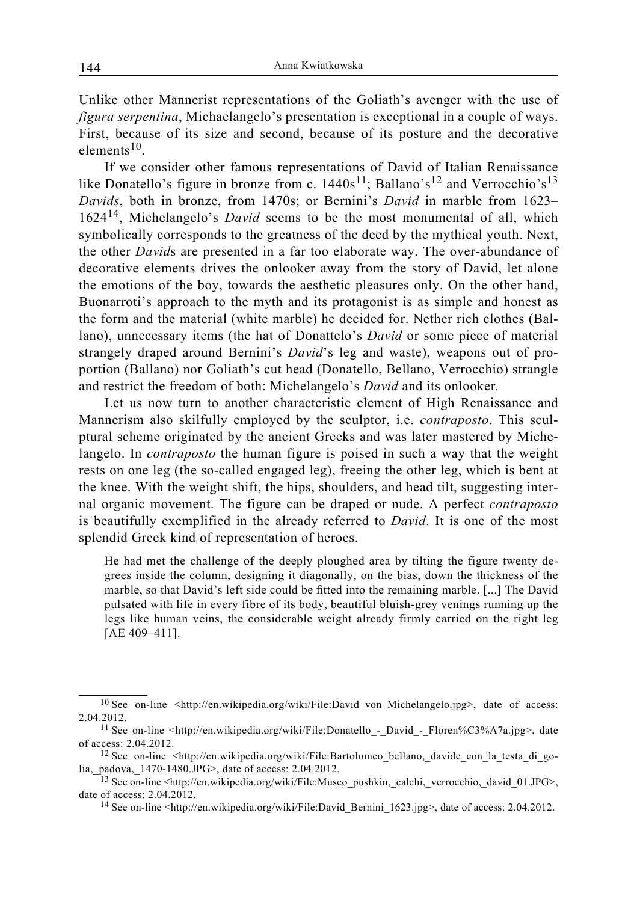Unlike other Mannerist representations of the Goliath's avenger with the use of *figura serpentina*, Michaelangelo's presentation is exceptional in a couple of ways. First, because of its size and second, because of its posture and the decorative elements[10].

If we consider other famous representations of David of Italian Renaissance like Donatello's figure in bronze from c. 1440s[11]; Ballano's[12] and Verrocchio's[13] *Davids*, both in bronze, from 1470s; or Bernini's *David* in marble from 1623–1624[14], Michelangelo's *David* seems to be the most monumental of all, which symbolically corresponds to the greatness of the deed by the mythical youth. Next, the other *David*s are presented in a far too elaborate way. The over-abundance of decorative elements drives the onlooker away from the story of David, let alone the emotions of the boy, towards the aesthetic pleasures only. On the other hand, Buonarroti's approach to the myth and its protagonist is as simple and honest as the form and the material (white marble) he decided for. Nether rich clothes (Ballano), unnecessary items (the hat of Donattelo's *David* or some piece of material strangely draped around Bernini's *David*'s leg and waste), weapons out of proportion (Ballano) nor Goliath's cut head (Donatello, Bellano, Verrocchio) strangle and restrict the freedom of both: Michelangelo's *David* and its onlooker.

Let us now turn to another characteristic element of High Renaissance and Mannerism also skilfully employed by the sculptor, i.e. *contraposto*. This sculptural scheme originated by the ancient Greeks and was later mastered by Michelangelo. In *contraposto* the human figure is poised in such a way that the weight rests on one leg (the so-called engaged leg), freeing the other leg, which is bent at the knee. With the weight shift, the hips, shoulders, and head tilt, suggesting internal organic movement. The figure can be draped or nude. A perfect *contraposto* is beautifully exemplified in the already referred to *David*. It is one of the most splendid Greek kind of representation of heroes.

> He had met the challenge of the deeply ploughed area by tilting the figure twenty degrees inside the column, designing it diagonally, on the bias, down the thickness of the marble, so that David's left side could be fitted into the remaining marble. [...] The David pulsated with life in every fibre of its body, beautiful bluish-grey venings running up the legs like human veins, the considerable weight already firmly carried on the right leg [AE 409–411].

---

[10] See on-line <http://en.wikipedia.org/wiki/File:David_von_Michelangelo.jpg>, date of access: 2.04.2012.

[11] See on-line <http://en.wikipedia.org/wiki/File:Donatello_-_David_-_Floren%C3%A7a.jpg>, date of access: 2.04.2012.

[12] See on-line <http://en.wikipedia.org/wiki/File:Bartolomeo_bellano,_davide_con_la_testa_di_golia,_padova,_1470-1480.JPG>, date of access: 2.04.2012.

[13] See on-line <http://en.wikipedia.org/wiki/File:Museo_pushkin,_calchi,_verrocchio,_david_01.JPG>, date of access: 2.04.2012.

[14] See on-line <http://en.wikipedia.org/wiki/File:David_Bernini_1623.jpg>, date of access: 2.04.2012.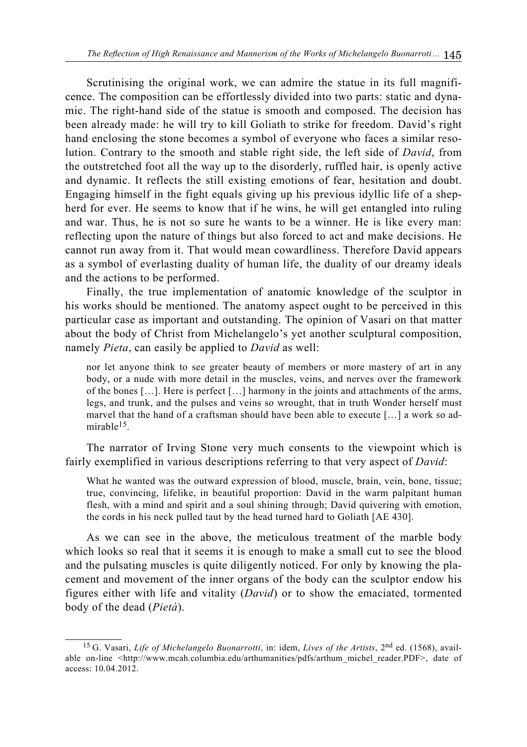Scrutinising the original work, we can admire the statue in its full magnificence. The composition can be effortlessly divided into two parts: static and dynamic. The right-hand side of the statue is smooth and composed. The decision has been already made: he will try to kill Goliath to strike for freedom. David's right hand enclosing the stone becomes a symbol of everyone who faces a similar resolution. Contrary to the smooth and stable right side, the left side of *David*, from the outstretched foot all the way up to the disorderly, ruffled hair, is openly active and dynamic. It reflects the still existing emotions of fear, hesitation and doubt. Engaging himself in the fight equals giving up his previous idyllic life of a shepherd for ever. He seems to know that if he wins, he will get entangled into ruling and war. Thus, he is not so sure he wants to be a winner. He is like every man: reflecting upon the nature of things but also forced to act and make decisions. He cannot run away from it. That would mean cowardliness. Therefore David appears as a symbol of everlasting duality of human life, the duality of our dreamy ideals and the actions to be performed.

Finally, the true implementation of anatomic knowledge of the sculptor in his works should be mentioned. The anatomy aspect ought to be perceived in this particular case as important and outstanding. The opinion of Vasari on that matter about the body of Christ from Michelangelo's yet another sculptural composition, namely *Pieta*, can easily be applied to *David* as well:

> nor let anyone think to see greater beauty of members or more mastery of art in any body, or a nude with more detail in the muscles, veins, and nerves over the framework of the bones […]. Here is perfect […] harmony in the joints and attachments of the arms, legs, and trunk, and the pulses and veins so wrought, that in truth Wonder herself must marvel that the hand of a craftsman should have been able to execute […] a work so admirable[15].

The narrator of Irving Stone very much consents to the viewpoint which is fairly exemplified in various descriptions referring to that very aspect of *David*:

> What he wanted was the outward expression of blood, muscle, brain, vein, bone, tissue; true, convincing, lifelike, in beautiful proportion: David in the warm palpitant human flesh, with a mind and spirit and a soul shining through; David quivering with emotion, the cords in his neck pulled taut by the head turned hard to Goliath [AE 430].

As we can see in the above, the meticulous treatment of the marble body which looks so real that it seems it is enough to make a small cut to see the blood and the pulsating muscles is quite diligently noticed. For only by knowing the placement and movement of the inner organs of the body can the sculptor endow his figures either with life and vitality (*David*) or to show the emaciated, tormented body of the dead (*Pietà*).

---

[15] G. Vasari, *Life of Michelangelo Buonarrotti*, in: idem, *Lives of the Artists*, 2nd ed. (1568), available on-line <http://www.mcah.columbia.edu/arthumanities/pdfs/arthum_michel_reader.PDF>, date of access: 10.04.2012.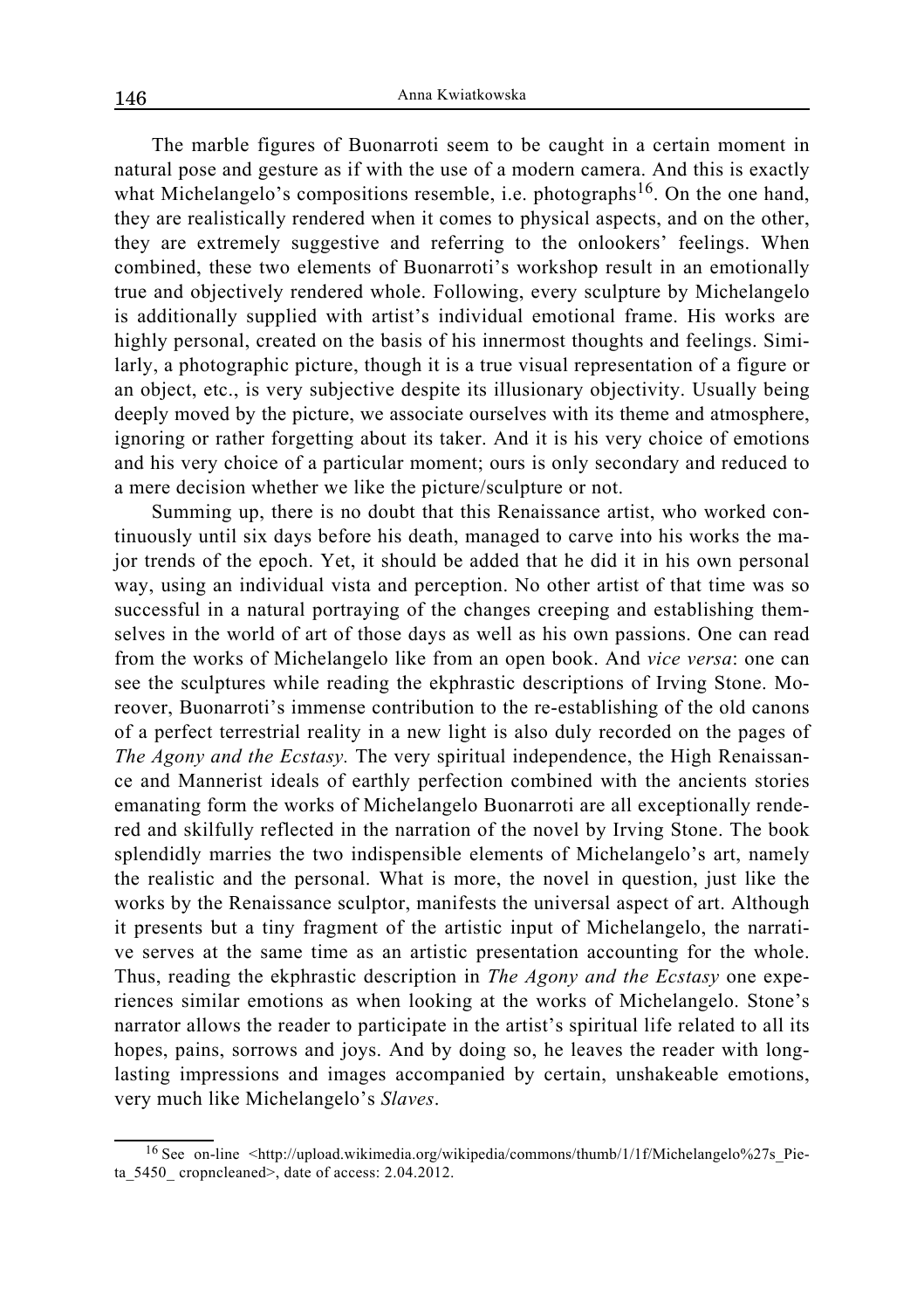The marble figures of Buonarroti seem to be caught in a certain moment in natural pose and gesture as if with the use of a modern camera. And this is exactly what Michelangelo's compositions resemble, i.e. photographs[16]. On the one hand, they are realistically rendered when it comes to physical aspects, and on the other, they are extremely suggestive and referring to the onlookers' feelings. When combined, these two elements of Buonarroti's workshop result in an emotionally true and objectively rendered whole. Following, every sculpture by Michelangelo is additionally supplied with artist's individual emotional frame. His works are highly personal, created on the basis of his innermost thoughts and feelings. Similarly, a photographic picture, though it is a true visual representation of a figure or an object, etc., is very subjective despite its illusionary objectivity. Usually being deeply moved by the picture, we associate ourselves with its theme and atmosphere, ignoring or rather forgetting about its taker. And it is his very choice of emotions and his very choice of a particular moment; ours is only secondary and reduced to a mere decision whether we like the picture/sculpture or not.

Summing up, there is no doubt that this Renaissance artist, who worked continuously until six days before his death, managed to carve into his works the major trends of the epoch. Yet, it should be added that he did it in his own personal way, using an individual vista and perception. No other artist of that time was so successful in a natural portraying of the changes creeping and establishing themselves in the world of art of those days as well as his own passions. One can read from the works of Michelangelo like from an open book. And *vice versa*: one can see the sculptures while reading the ekphrastic descriptions of Irving Stone. Moreover, Buonarroti's immense contribution to the re-establishing of the old canons of a perfect terrestrial reality in a new light is also duly recorded on the pages of *The Agony and the Ecstasy.* The very spiritual independence, the High Renaissance and Mannerist ideals of earthly perfection combined with the ancients stories emanating form the works of Michelangelo Buonarroti are all exceptionally rendered and skilfully reflected in the narration of the novel by Irving Stone. The book splendidly marries the two indispensible elements of Michelangelo's art, namely the realistic and the personal. What is more, the novel in question, just like the works by the Renaissance sculptor, manifests the universal aspect of art. Although it presents but a tiny fragment of the artistic input of Michelangelo, the narrative serves at the same time as an artistic presentation accounting for the whole. Thus, reading the ekphrastic description in *The Agony and the Ecstasy* one experiences similar emotions as when looking at the works of Michelangelo. Stone's narrator allows the reader to participate in the artist's spiritual life related to all its hopes, pains, sorrows and joys. And by doing so, he leaves the reader with long-lasting impressions and images accompanied by certain, unshakeable emotions, very much like Michelangelo's *Slaves*.

---

[16] See on-line <http://upload.wikimedia.org/wikipedia/commons/thumb/1/1f/Michelangelo%27s_Pieta_5450_ cropncleaned>, date of access: 2.04.2012.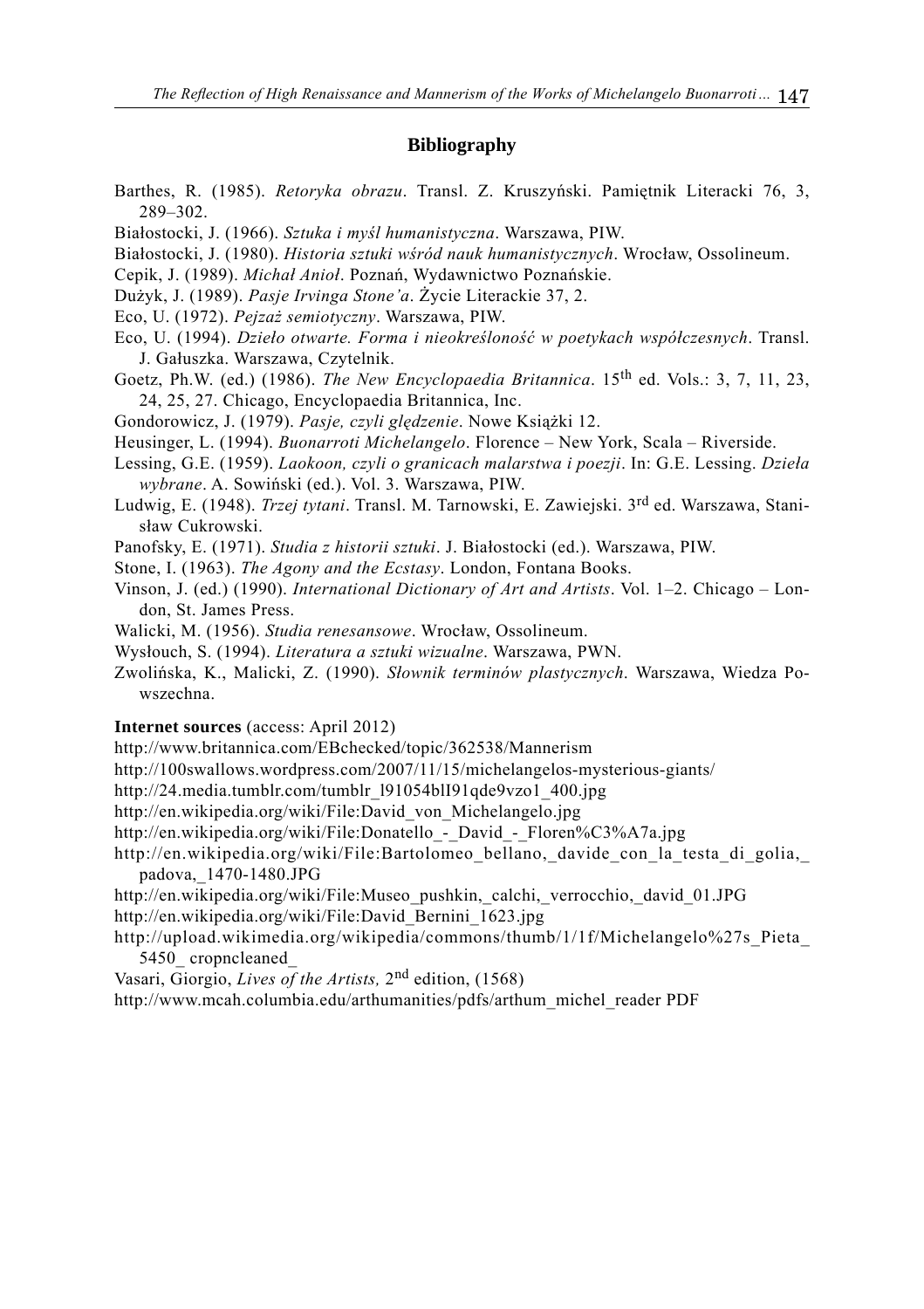## Bibliography

Barthes, R. (1985). *Retoryka obrazu*. Transl. Z. Kruszyński. Pamiętnik Literacki 76, 3, 289–302.

Białostocki, J. (1966). *Sztuka i myśl humanistyczna*. Warszawa, PIW.

Białostocki, J. (1980). *Historia sztuki wśród nauk humanistycznych*. Wrocław, Ossolineum.

Cepik, J. (1989). *Michał Anioł*. Poznań, Wydawnictwo Poznańskie.

Dużyk, J. (1989). *Pasje Irvinga Stone'a*. Życie Literackie 37, 2.

Eco, U. (1972). *Pejzaż semiotyczny*. Warszawa, PIW.

Eco, U. (1994). *Dzieło otwarte. Forma i nieokreśloność w poetykach współczesnych*. Transl. J. Gałuszka. Warszawa, Czytelnik.

Goetz, Ph.W. (ed.) (1986). *The New Encyclopaedia Britannica*. 15th ed. Vols.: 3, 7, 11, 23, 24, 25, 27. Chicago, Encyclopaedia Britannica, Inc.

Gondorowicz, J. (1979). *Pasje, czyli ględzenie*. Nowe Książki 12.

Heusinger, L. (1994). *Buonarroti Michelangelo*. Florence – New York, Scala – Riverside.

Lessing, G.E. (1959). *Laokoon, czyli o granicach malarstwa i poezji*. In: G.E. Lessing. *Dzieła wybrane*. A. Sowiński (ed.). Vol. 3. Warszawa, PIW.

Ludwig, E. (1948). *Trzej tytani*. Transl. M. Tarnowski, E. Zawiejski. 3rd ed. Warszawa, Stanisław Cukrowski.

Panofsky, E. (1971). *Studia z historii sztuki*. J. Białostocki (ed.). Warszawa, PIW.

Stone, I. (1963). *The Agony and the Ecstasy*. London, Fontana Books.

Vinson, J. (ed.) (1990). *International Dictionary of Art and Artists*. Vol. 1–2. Chicago – London, St. James Press.

Walicki, M. (1956). *Studia renesansowe*. Wrocław, Ossolineum.

Wysłouch, S. (1994). *Literatura a sztuki wizualne*. Warszawa, PWN.

Zwolińska, K., Malicki, Z. (1990). *Słownik terminów plastycznych*. Warszawa, Wiedza Powszechna.

**Internet sources** (access: April 2012)

http://www.britannica.com/EBchecked/topic/362538/Mannerism

http://100swallows.wordpress.com/2007/11/15/michelangelos-mysterious-giants/

http://24.media.tumblr.com/tumblr_l91054blI91qde9vzo1_400.jpg

http://en.wikipedia.org/wiki/File:David_von_Michelangelo.jpg

http://en.wikipedia.org/wiki/File:Donatello_-_David_-_Floren%C3%A7a.jpg

http://en.wikipedia.org/wiki/File:Bartolomeo_bellano,_davide_con_la_testa_di_golia,_padova,_1470-1480.JPG

http://en.wikipedia.org/wiki/File:Museo_pushkin,_calchi,_verrocchio,_david_01.JPG

http://en.wikipedia.org/wiki/File:David_Bernini_1623.jpg

http://upload.wikimedia.org/wikipedia/commons/thumb/1/1f/Michelangelo%27s_Pieta_5450_ cropncleaned_

Vasari, Giorgio, *Lives of the Artists,* 2nd edition, (1568)

http://www.mcah.columbia.edu/arthumanities/pdfs/arthum_michel_reader PDF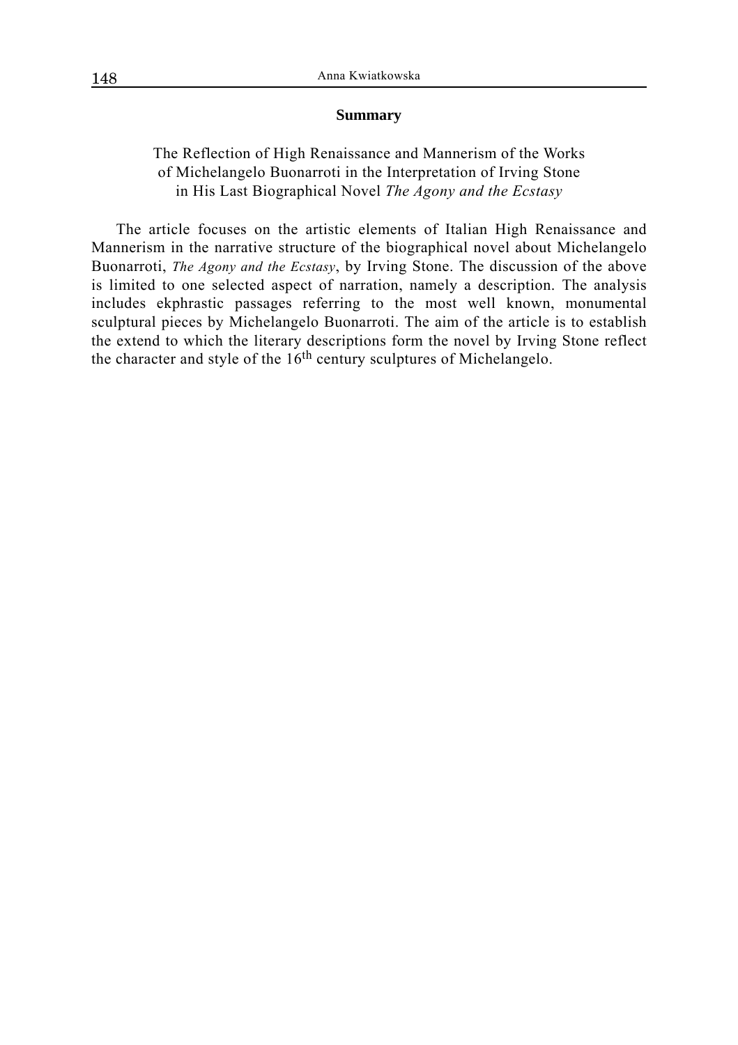## Summary

### The Reflection of High Renaissance and Mannerism of the Works of Michelangelo Buonarroti in the Interpretation of Irving Stone in His Last Biographical Novel *The Agony and the Ecstasy*

The article focuses on the artistic elements of Italian High Renaissance and Mannerism in the narrative structure of the biographical novel about Michelangelo Buonarroti, *The Agony and the Ecstasy*, by Irving Stone. The discussion of the above is limited to one selected aspect of narration, namely a description. The analysis includes ekphrastic passages referring to the most well known, monumental sculptural pieces by Michelangelo Buonarroti. The aim of the article is to establish the extend to which the literary descriptions form the novel by Irving Stone reflect the character and style of the 16th century sculptures of Michelangelo.